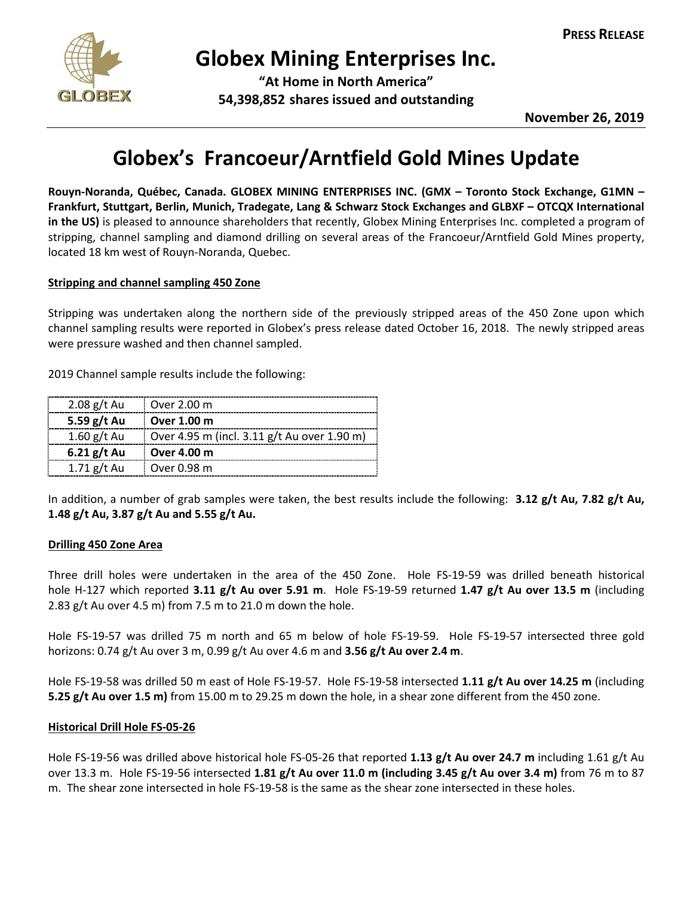**PRESS RELEASE**

# Globex Mining Enterprises Inc.

**"At Home in North America"**

**54,398,852 shares issued and outstanding**

**November 26, 2019**

# Globex's Francoeur/Arntfield Gold Mines Update

**Rouyn-Noranda, Québec, Canada. GLOBEX MINING ENTERPRISES INC. (GMX – Toronto Stock Exchange, G1MN – Frankfurt, Stuttgart, Berlin, Munich, Tradegate, Lang & Schwarz Stock Exchanges and GLBXF – OTCQX International in the US)** is pleased to announce shareholders that recently, Globex Mining Enterprises Inc. completed a program of stripping, channel sampling and diamond drilling on several areas of the Francoeur/Arntfield Gold Mines property, located 18 km west of Rouyn-Noranda, Quebec.

## Stripping and channel sampling 450 Zone

Stripping was undertaken along the northern side of the previously stripped areas of the 450 Zone upon which channel sampling results were reported in Globex's press release dated October 16, 2018. The newly stripped areas were pressure washed and then channel sampled.

2019 Channel sample results include the following:

| | |
|---|---|
| 2.08 g/t Au | Over 2.00 m |
| **5.59 g/t Au** | **Over 1.00 m** |
| 1.60 g/t Au | Over 4.95 m (incl. 3.11 g/t Au over 1.90 m) |
| **6.21 g/t Au** | **Over 4.00 m** |
| 1.71 g/t Au | Over 0.98 m |

In addition, a number of grab samples were taken, the best results include the following: **3.12 g/t Au, 7.82 g/t Au, 1.48 g/t Au, 3.87 g/t Au and 5.55 g/t Au.**

## Drilling 450 Zone Area

Three drill holes were undertaken in the area of the 450 Zone. Hole FS-19-59 was drilled beneath historical hole H-127 which reported **3.11 g/t Au over 5.91 m**. Hole FS-19-59 returned **1.47 g/t Au over 13.5 m** (including 2.83 g/t Au over 4.5 m) from 7.5 m to 21.0 m down the hole.

Hole FS-19-57 was drilled 75 m north and 65 m below of hole FS-19-59. Hole FS-19-57 intersected three gold horizons: 0.74 g/t Au over 3 m, 0.99 g/t Au over 4.6 m and **3.56 g/t Au over 2.4 m**.

Hole FS-19-58 was drilled 50 m east of Hole FS-19-57. Hole FS-19-58 intersected **1.11 g/t Au over 14.25 m** (including **5.25 g/t Au over 1.5 m)** from 15.00 m to 29.25 m down the hole, in a shear zone different from the 450 zone.

## Historical Drill Hole FS-05-26

Hole FS-19-56 was drilled above historical hole FS-05-26 that reported **1.13 g/t Au over 24.7 m** including 1.61 g/t Au over 13.3 m. Hole FS-19-56 intersected **1.81 g/t Au over 11.0 m (including 3.45 g/t Au over 3.4 m)** from 76 m to 87 m. The shear zone intersected in hole FS-19-58 is the same as the shear zone intersected in these holes.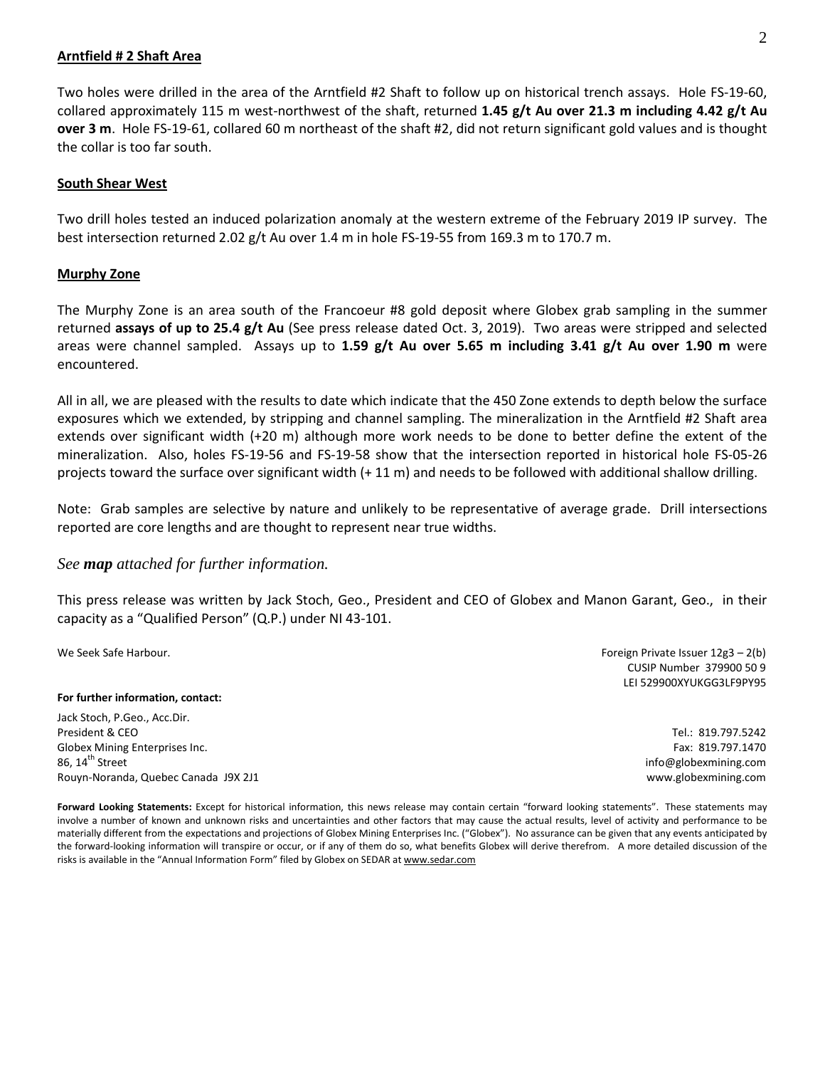### Arntfield # 2 Shaft Area

Two holes were drilled in the area of the Arntfield #2 Shaft to follow up on historical trench assays. Hole FS-19-60, collared approximately 115 m west-northwest of the shaft, returned **1.45 g/t Au over 21.3 m including 4.42 g/t Au over 3 m**. Hole FS-19-61, collared 60 m northeast of the shaft #2, did not return significant gold values and is thought the collar is too far south.

### South Shear West

Two drill holes tested an induced polarization anomaly at the western extreme of the February 2019 IP survey. The best intersection returned 2.02 g/t Au over 1.4 m in hole FS-19-55 from 169.3 m to 170.7 m.

### Murphy Zone

The Murphy Zone is an area south of the Francoeur #8 gold deposit where Globex grab sampling in the summer returned **assays of up to 25.4 g/t Au** (See press release dated Oct. 3, 2019). Two areas were stripped and selected areas were channel sampled. Assays up to **1.59 g/t Au over 5.65 m including 3.41 g/t Au over 1.90 m** were encountered.

All in all, we are pleased with the results to date which indicate that the 450 Zone extends to depth below the surface exposures which we extended, by stripping and channel sampling. The mineralization in the Arntfield #2 Shaft area extends over significant width (+20 m) although more work needs to be done to better define the extent of the mineralization. Also, holes FS-19-56 and FS-19-58 show that the intersection reported in historical hole FS-05-26 projects toward the surface over significant width (+ 11 m) and needs to be followed with additional shallow drilling.

Note: Grab samples are selective by nature and unlikely to be representative of average grade. Drill intersections reported are core lengths and are thought to represent near true widths.

*See **map** attached for further information.*

This press release was written by Jack Stoch, Geo., President and CEO of Globex and Manon Garant, Geo., in their capacity as a "Qualified Person" (Q.P.) under NI 43-101.

We Seek Safe Harbour.

Foreign Private Issuer 12g3 – 2(b)
CUSIP Number 379900 50 9
LEI 529900XYUKGG3LF9PY95

**For further information, contact:**

Jack Stoch, P.Geo., Acc.Dir.
President & CEO
Globex Mining Enterprises Inc.
86, 14th Street
Rouyn-Noranda, Quebec Canada J9X 2J1

Tel.: 819.797.5242
Fax: 819.797.1470
info@globexmining.com
www.globexmining.com

**Forward Looking Statements:** Except for historical information, this news release may contain certain "forward looking statements". These statements may involve a number of known and unknown risks and uncertainties and other factors that may cause the actual results, level of activity and performance to be materially different from the expectations and projections of Globex Mining Enterprises Inc. ("Globex"). No assurance can be given that any events anticipated by the forward-looking information will transpire or occur, or if any of them do so, what benefits Globex will derive therefrom. A more detailed discussion of the risks is available in the "Annual Information Form" filed by Globex on SEDAR at www.sedar.com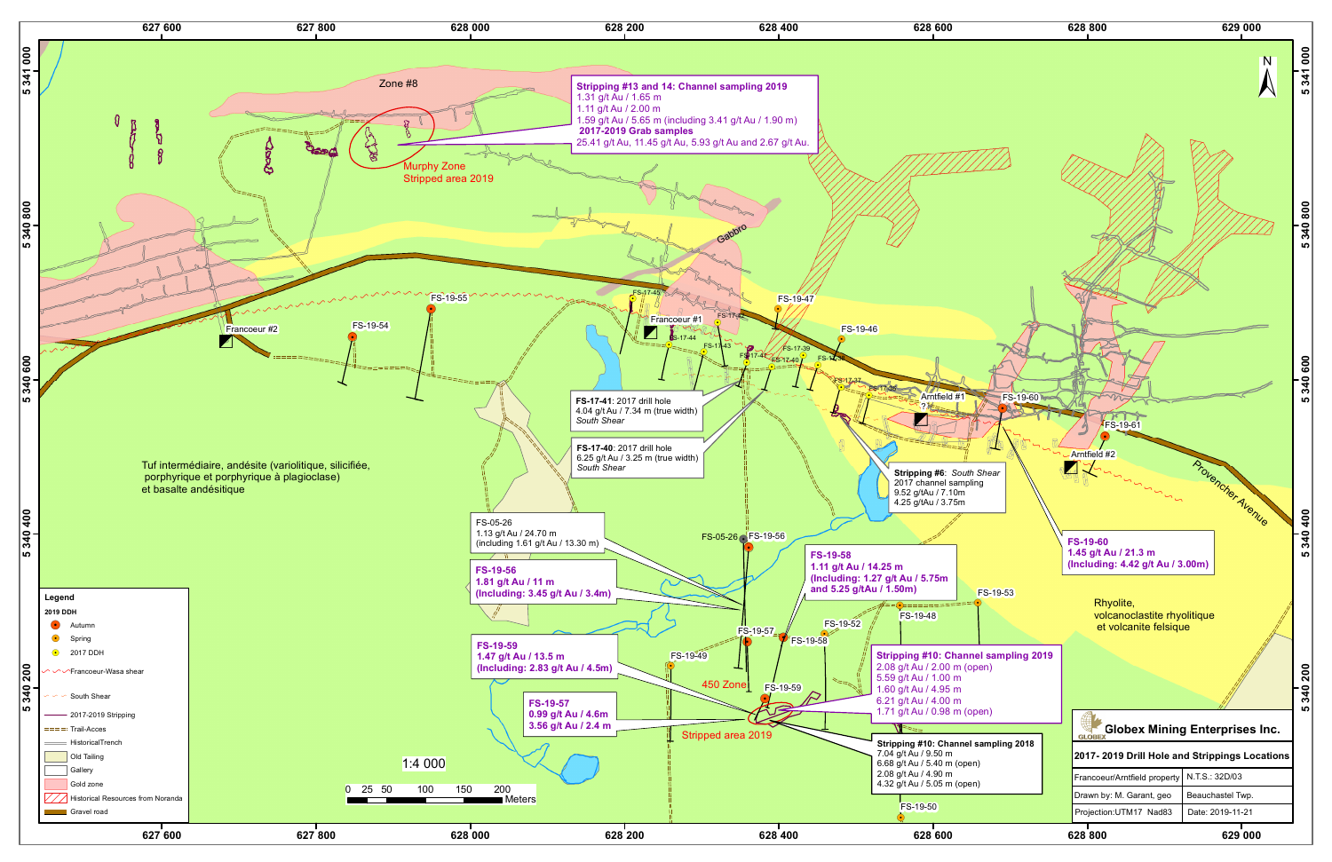Stripping #13 and 14: Channel sampling 2019
1.31 g/t Au / 1.65 m
1.11 g/t Au / 2.00 m
1.59 g/t Au / 5.65 m (including 3.41 g/t Au / 1.90 m)
2017-2019 Grab samples
25.41 g/t Au, 11.45 g/t Au, 5.93 g/t Au and 2.67 g/t Au.

Zone #8

Murphy Zone
Stripped area 2019

Gabbro

Francoeur #2

Francoeur #1

FS-19-55

FS-19-54

FS-19-47

FS-19-46

FS-17-45

FS-17-42

FS-17-44

FS-17-43

FS-17-41

FS-17-40

FS-17-39

FS-17-38

FS-17-37

FS-17-36

Arntfield #1

Arntfield #2

FS-19-60

FS-19-61

Provencher Avenue

**FS-17-41**: 2017 drill hole
4.04 g/t Au / 7.34 m (true width)
*South Shear*

**FS-17-40**: 2017 drill hole
6.25 g/t Au / 3.25 m (true width)
*South Shear*

**Stripping #6**: *South Shear*
2017 channel sampling
9.52 g/tAu / 7.10m
4.25 g/tAu / 3.75m

**FS-19-60**
**1.45 g/t Au / 21.3 m**
**(Including: 4.42 g/t Au / 3.00m)**

Tuf intermédiaire, andésite (variolitique, silicifiée, porphyrique et porphyrique à plagioclase) et basalte andésitique

Rhyolite, volcanoclastite rhyolitique et volcanite felsique

FS-05-26
1.13 g/t Au / 24.70 m
(including 1.61 g/t Au / 13.30 m)

**FS-19-56**
**1.81 g/t Au / 11 m**
**(Including: 3.45 g/t Au / 3.4m)**

**FS-19-58**
**1.11 g/t Au / 14.25 m**
**(Including: 1.27 g/t Au / 5.75m**
**and 5.25 g/tAu / 1.50m)**

FS-05-26

FS-19-56

FS-19-53

FS-19-48

FS-19-52

FS-19-57

FS-19-58

FS-19-49

FS-19-59

FS-19-50

450 Zone

Stripped area 2019

**FS-19-59**
**1.47 g/t Au / 13.5 m**
**(Including: 2.83 g/t Au / 4.5m)**

**FS-19-57**
**0.99 g/t Au / 4.6m**
**3.56 g/t Au / 2.4 m**

**Stripping #10: Channel sampling 2019**
2.08 g/t Au / 2.00 m (open)
5.59 g/t Au / 1.00 m
1.60 g/t Au / 4.95 m
6.21 g/t Au / 4.00 m
1.71 g/t Au / 0.98 m (open)

**Stripping #10: Channel sampling 2018**
7.04 g/t Au / 9.50 m
6.68 g/t Au / 5.40 m (open)
2.08 g/t Au / 4.90 m
4.32 g/t Au / 5.05 m (open)

1:4 000

0 25 50 100 150 200 Meters

**Legend**

**2019 DDH**
- Autumn
- Spring
- 2017 DDH
- Francoeur-Wasa shear
- South Shear
- 2017-2019 Stripping
- Trail-Acces
- HistoricalTrench
- Old Tailing
- Gallery
- Gold zone
- Historical Resources from Noranda
- Gravel road

627 600 | 627 800 | 628 000 | 628 200 | 628 400 | 628 600 | 628 800 | 629 000

5 341 000 | 5 340 800 | 5 340 600 | 5 340 400 | 5 340 200

N

| **Globex Mining Enterprises Inc.** | |
|---|---|
| **2017- 2019 Drill Hole and Strippings Locations** | |
| Francoeur/Arntfield property | N.T.S.: 32D/03 |
| Drawn by: M. Garant, geo | Beauchastel Twp. |
| Projection:UTM17 Nad83 | Date: 2019-11-21 |